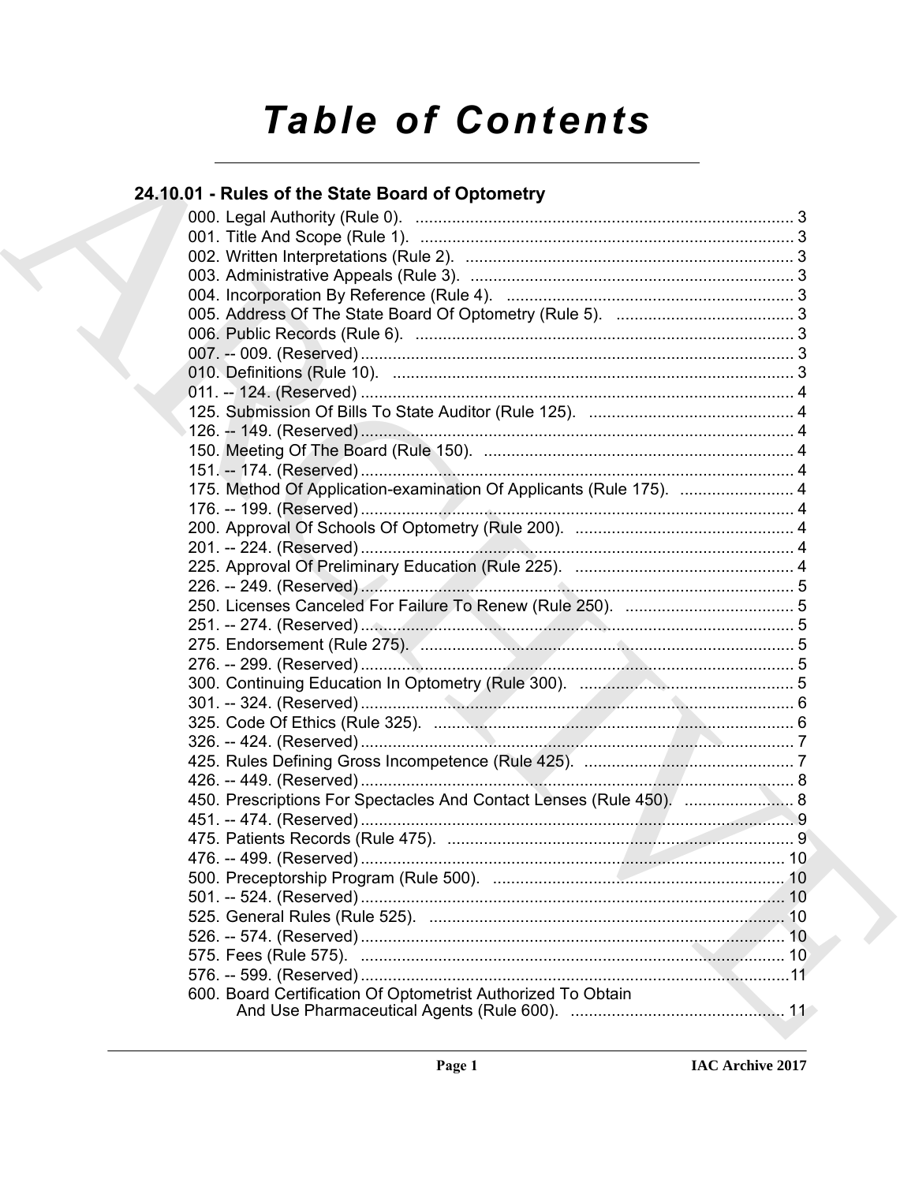# Table of Contents

## 24.10.01 - Rules of the State Board of Optometry

000. Legal Authority (Rule 0). ... 3
001. Title And Scope (Rule 1). ... 3
002. Written Interpretations (Rule 2). ... 3
003. Administrative Appeals (Rule 3). ... 3
004. Incorporation By Reference (Rule 4). ... 3
005. Address Of The State Board Of Optometry (Rule 5). ... 3
006. Public Records (Rule 6). ... 3
007. -- 009. (Reserved) ... 3
010. Definitions (Rule 10). ... 3
011. -- 124. (Reserved) ... 4
125. Submission Of Bills To State Auditor (Rule 125). ... 4
126. -- 149. (Reserved) ... 4
150. Meeting Of The Board (Rule 150). ... 4
151. -- 174. (Reserved) ... 4
175. Method Of Application-examination Of Applicants (Rule 175). ... 4
176. -- 199. (Reserved) ... 4
200. Approval Of Schools Of Optometry (Rule 200). ... 4
201. -- 224. (Reserved) ... 4
225. Approval Of Preliminary Education (Rule 225). ... 4
226. -- 249. (Reserved) ... 5
250. Licenses Canceled For Failure To Renew (Rule 250). ... 5
251. -- 274. (Reserved) ... 5
275. Endorsement (Rule 275). ... 5
276. -- 299. (Reserved) ... 5
300. Continuing Education In Optometry (Rule 300). ... 5
301. -- 324. (Reserved) ... 6
325. Code Of Ethics (Rule 325). ... 6
326. -- 424. (Reserved) ... 7
425. Rules Defining Gross Incompetence (Rule 425). ... 7
426. -- 449. (Reserved) ... 8
450. Prescriptions For Spectacles And Contact Lenses (Rule 450). ... 8
451. -- 474. (Reserved) ... 9
475. Patients Records (Rule 475). ... 9
476. -- 499. (Reserved) ... 10
500. Preceptorship Program (Rule 500). ... 10
501. -- 524. (Reserved) ... 10
525. General Rules (Rule 525). ... 10
526. -- 574. (Reserved) ... 10
575. Fees (Rule 575). ... 10
576. -- 599. (Reserved) ... 11
600. Board Certification Of Optometrist Authorized To Obtain And Use Pharmaceutical Agents (Rule 600). ... 11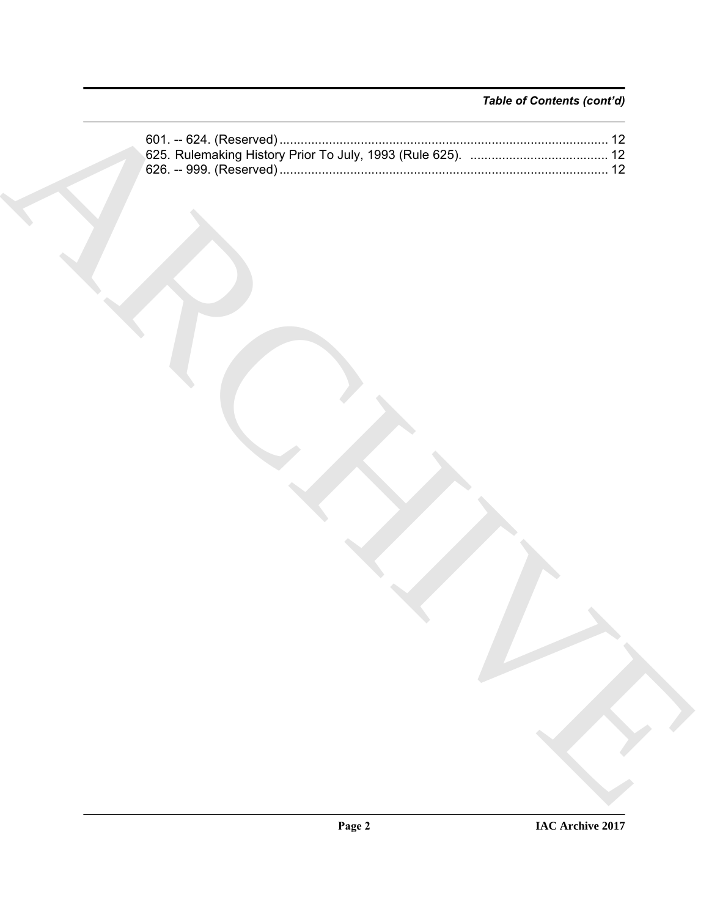*Table of Contents (cont'd)*

601. -- 624. (Reserved) ............................................................................................ 12
625. Rulemaking History Prior To July, 1993 (Rule 625). ....................................... 12
626. -- 999. (Reserved) ............................................................................................ 12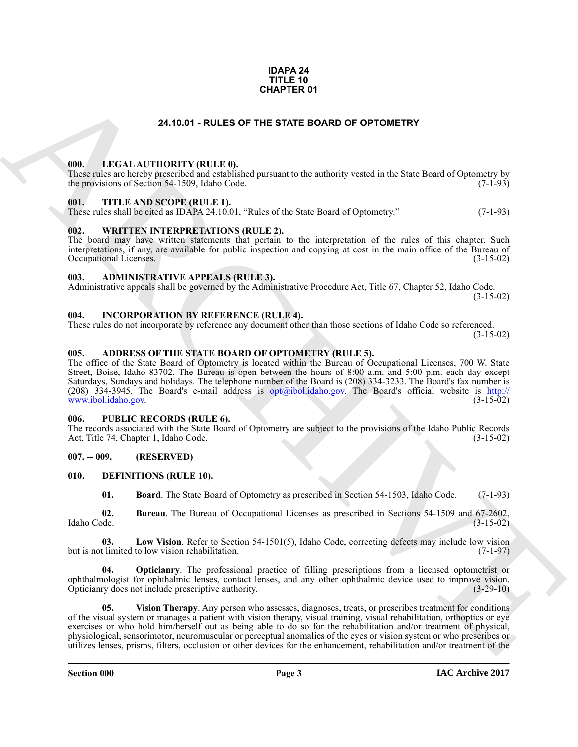# IDAPA 24
# TITLE 10
# CHAPTER 01

## 24.10.01 - RULES OF THE STATE BOARD OF OPTOMETRY

### 000. LEGAL AUTHORITY (RULE 0).

These rules are hereby prescribed and established pursuant to the authority vested in the State Board of Optometry by the provisions of Section 54-1509, Idaho Code. (7-1-93)

### 001. TITLE AND SCOPE (RULE 1).

These rules shall be cited as IDAPA 24.10.01, "Rules of the State Board of Optometry." (7-1-93)

### 002. WRITTEN INTERPRETATIONS (RULE 2).

The board may have written statements that pertain to the interpretation of the rules of this chapter. Such interpretations, if any, are available for public inspection and copying at cost in the main office of the Bureau of Occupational Licenses. (3-15-02)

### 003. ADMINISTRATIVE APPEALS (RULE 3).

Administrative appeals shall be governed by the Administrative Procedure Act, Title 67, Chapter 52, Idaho Code. (3-15-02)

### 004. INCORPORATION BY REFERENCE (RULE 4).

These rules do not incorporate by reference any document other than those sections of Idaho Code so referenced. (3-15-02)

### 005. ADDRESS OF THE STATE BOARD OF OPTOMETRY (RULE 5).

The office of the State Board of Optometry is located within the Bureau of Occupational Licenses, 700 W. State Street, Boise, Idaho 83702. The Bureau is open between the hours of 8:00 a.m. and 5:00 p.m. each day except Saturdays, Sundays and holidays. The telephone number of the Board is (208) 334-3233. The Board's fax number is (208) 334-3945. The Board's e-mail address is opt@ibol.idaho.gov. The Board's official website is http://www.ibol.idaho.gov. (3-15-02)

### 006. PUBLIC RECORDS (RULE 6).

The records associated with the State Board of Optometry are subject to the provisions of the Idaho Public Records Act, Title 74, Chapter 1, Idaho Code. (3-15-02)

### 007. -- 009. (RESERVED)

### 010. DEFINITIONS (RULE 10).

**01. Board**. The State Board of Optometry as prescribed in Section 54-1503, Idaho Code. (7-1-93)

**02. Bureau**. The Bureau of Occupational Licenses as prescribed in Sections 54-1509 and 67-2602, Idaho Code. (3-15-02)

**03. Low Vision**. Refer to Section 54-1501(5), Idaho Code, correcting defects may include low vision but is not limited to low vision rehabilitation. (7-1-97)

**04. Opticianry**. The professional practice of filling prescriptions from a licensed optometrist or ophthalmologist for ophthalmic lenses, contact lenses, and any other ophthalmic device used to improve vision. Opticianry does not include prescriptive authority. (3-29-10)

**05. Vision Therapy**. Any person who assesses, diagnoses, treats, or prescribes treatment for conditions of the visual system or manages a patient with vision therapy, visual training, visual rehabilitation, orthoptics or eye exercises or who hold him/herself out as being able to do so for the rehabilitation and/or treatment of physical, physiological, sensorimotor, neuromuscular or perceptual anomalies of the eyes or vision system or who prescribes or utilizes lenses, prisms, filters, occlusion or other devices for the enhancement, rehabilitation and/or treatment of the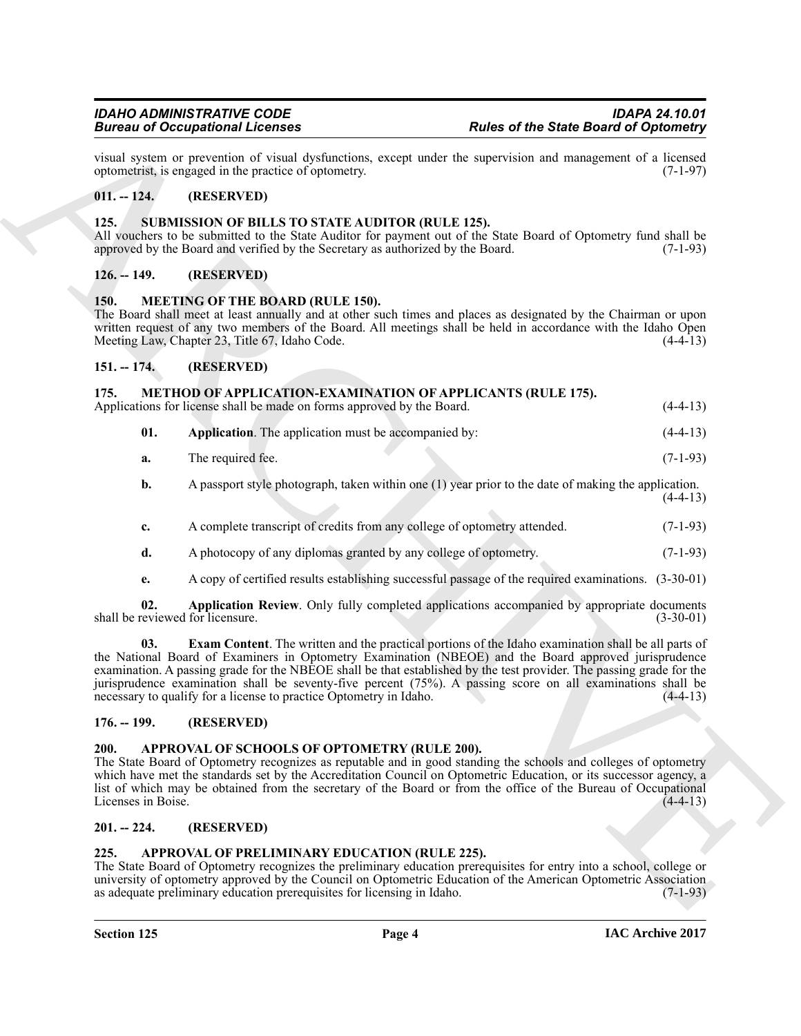visual system or prevention of visual dysfunctions, except under the supervision and management of a licensed optometrist, is engaged in the practice of optometry. (7-1-97)

## 011. -- 124. (RESERVED)

## 125. SUBMISSION OF BILLS TO STATE AUDITOR (RULE 125).

All vouchers to be submitted to the State Auditor for payment out of the State Board of Optometry fund shall be approved by the Board and verified by the Secretary as authorized by the Board. (7-1-93)

## 126. -- 149. (RESERVED)

## 150. MEETING OF THE BOARD (RULE 150).

The Board shall meet at least annually and at other such times and places as designated by the Chairman or upon written request of any two members of the Board. All meetings shall be held in accordance with the Idaho Open Meeting Law, Chapter 23, Title 67, Idaho Code. (4-4-13)

## 151. -- 174. (RESERVED)

## 175. METHOD OF APPLICATION-EXAMINATION OF APPLICANTS (RULE 175).

Applications for license shall be made on forms approved by the Board. (4-4-13)

**01. Application**. The application must be accompanied by: (4-4-13)

a. The required fee. (7-1-93)

b. A passport style photograph, taken within one (1) year prior to the date of making the application. (4-4-13)

c. A complete transcript of credits from any college of optometry attended. (7-1-93)

d. A photocopy of any diplomas granted by any college of optometry. (7-1-93)

e. A copy of certified results establishing successful passage of the required examinations. (3-30-01)

**02. Application Review**. Only fully completed applications accompanied by appropriate documents shall be reviewed for licensure. (3-30-01)

**03. Exam Content**. The written and the practical portions of the Idaho examination shall be all parts of the National Board of Examiners in Optometry Examination (NBEOE) and the Board approved jurisprudence examination. A passing grade for the NBEOE shall be that established by the test provider. The passing grade for the jurisprudence examination shall be seventy-five percent (75%). A passing score on all examinations shall be necessary to qualify for a license to practice Optometry in Idaho. (4-4-13)

## 176. -- 199. (RESERVED)

## 200. APPROVAL OF SCHOOLS OF OPTOMETRY (RULE 200).

The State Board of Optometry recognizes as reputable and in good standing the schools and colleges of optometry which have met the standards set by the Accreditation Council on Optometric Education, or its successor agency, a list of which may be obtained from the secretary of the Board or from the office of the Bureau of Occupational Licenses in Boise. (4-4-13)

## 201. -- 224. (RESERVED)

## 225. APPROVAL OF PRELIMINARY EDUCATION (RULE 225).

The State Board of Optometry recognizes the preliminary education prerequisites for entry into a school, college or university of optometry approved by the Council on Optometric Education of the American Optometric Association as adequate preliminary education prerequisites for licensing in Idaho. (7-1-93)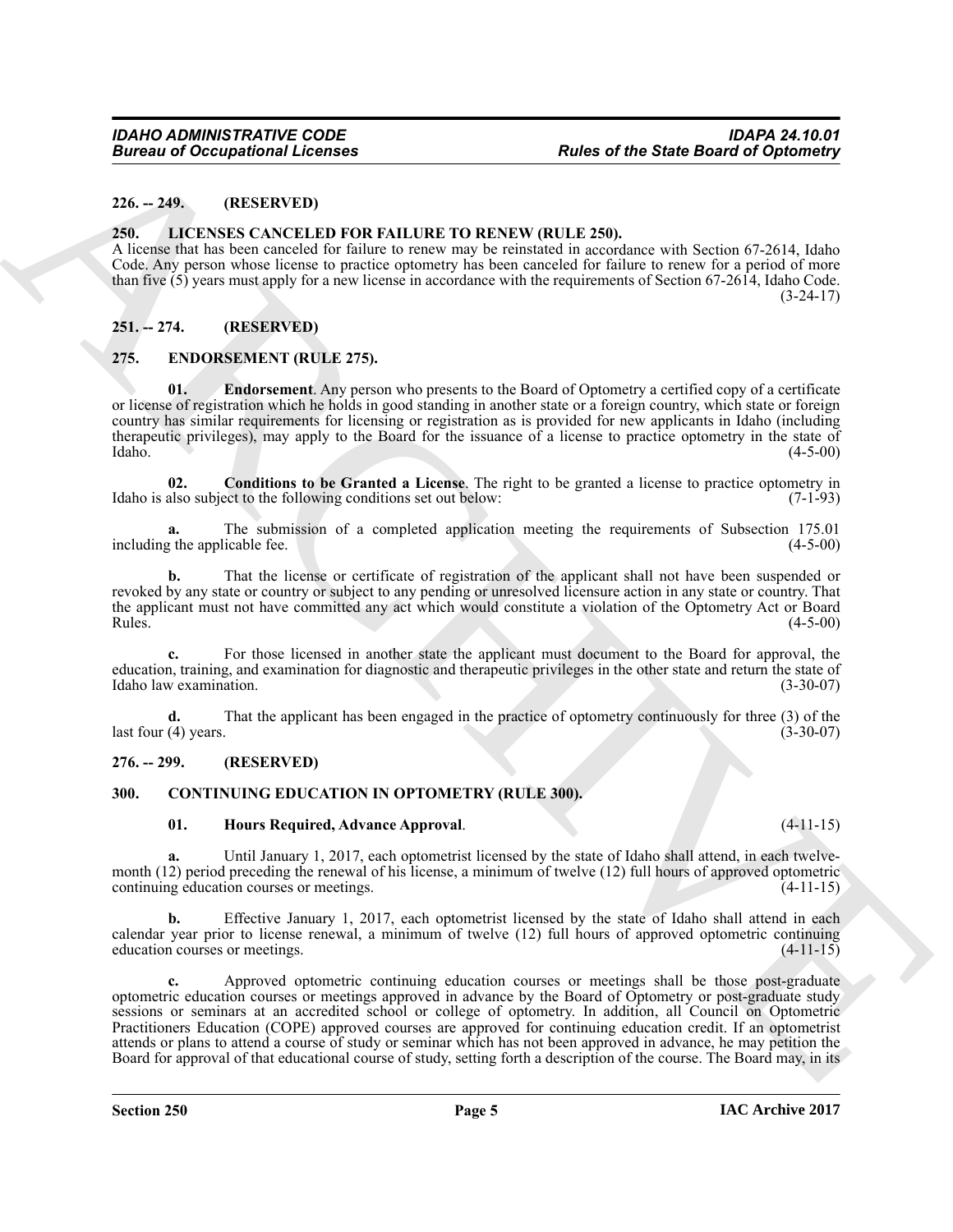## 226. -- 249. (RESERVED)

## 250. LICENSES CANCELED FOR FAILURE TO RENEW (RULE 250).

A license that has been canceled for failure to renew may be reinstated in accordance with Section 67-2614, Idaho Code. Any person whose license to practice optometry has been canceled for failure to renew for a period of more than five (5) years must apply for a new license in accordance with the requirements of Section 67-2614, Idaho Code. (3-24-17)

## 251. -- 274. (RESERVED)

## 275. ENDORSEMENT (RULE 275).

**01. Endorsement**. Any person who presents to the Board of Optometry a certified copy of a certificate or license of registration which he holds in good standing in another state or a foreign country, which state or foreign country has similar requirements for licensing or registration as is provided for new applicants in Idaho (including therapeutic privileges), may apply to the Board for the issuance of a license to practice optometry in the state of Idaho. (4-5-00)

**02. Conditions to be Granted a License**. The right to be granted a license to practice optometry in Idaho is also subject to the following conditions set out below: (7-1-93)

**a.** The submission of a completed application meeting the requirements of Subsection 175.01 including the applicable fee. (4-5-00)

**b.** That the license or certificate of registration of the applicant shall not have been suspended or revoked by any state or country or subject to any pending or unresolved licensure action in any state or country. That the applicant must not have committed any act which would constitute a violation of the Optometry Act or Board Rules. (4-5-00)

**c.** For those licensed in another state the applicant must document to the Board for approval, the education, training, and examination for diagnostic and therapeutic privileges in the other state and return the state of Idaho law examination. (3-30-07)

**d.** That the applicant has been engaged in the practice of optometry continuously for three (3) of the last four (4) years. (3-30-07)

## 276. -- 299. (RESERVED)

## 300. CONTINUING EDUCATION IN OPTOMETRY (RULE 300).

**01. Hours Required, Advance Approval**. (4-11-15)

**a.** Until January 1, 2017, each optometrist licensed by the state of Idaho shall attend, in each twelve-month (12) period preceding the renewal of his license, a minimum of twelve (12) full hours of approved optometric continuing education courses or meetings. (4-11-15)

**b.** Effective January 1, 2017, each optometrist licensed by the state of Idaho shall attend in each calendar year prior to license renewal, a minimum of twelve (12) full hours of approved optometric continuing education courses or meetings. (4-11-15)

**c.** Approved optometric continuing education courses or meetings shall be those post-graduate optometric education courses or meetings approved in advance by the Board of Optometry or post-graduate study sessions or seminars at an accredited school or college of optometry. In addition, all Council on Optometric Practitioners Education (COPE) approved courses are approved for continuing education credit. If an optometrist attends or plans to attend a course of study or seminar which has not been approved in advance, he may petition the Board for approval of that educational course of study, setting forth a description of the course. The Board may, in its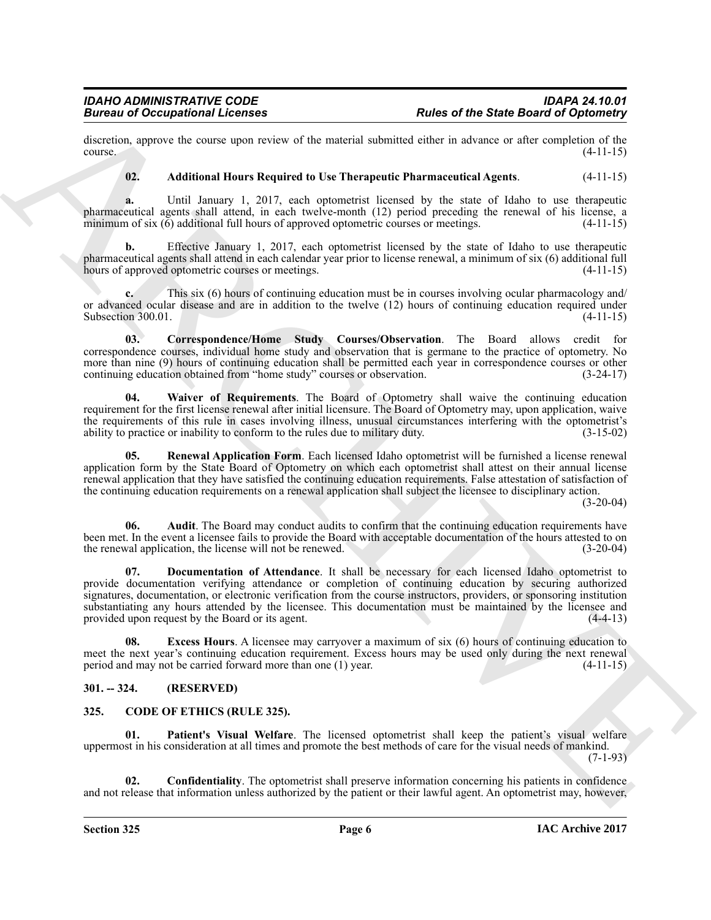discretion, approve the course upon review of the material submitted either in advance or after completion of the course. (4-11-15)

**02. Additional Hours Required to Use Therapeutic Pharmaceutical Agents**. (4-11-15)

**a.** Until January 1, 2017, each optometrist licensed by the state of Idaho to use therapeutic pharmaceutical agents shall attend, in each twelve-month (12) period preceding the renewal of his license, a minimum of six (6) additional full hours of approved optometric courses or meetings. (4-11-15)

**b.** Effective January 1, 2017, each optometrist licensed by the state of Idaho to use therapeutic pharmaceutical agents shall attend in each calendar year prior to license renewal, a minimum of six (6) additional full hours of approved optometric courses or meetings. (4-11-15)

**c.** This six (6) hours of continuing education must be in courses involving ocular pharmacology and/ or advanced ocular disease and are in addition to the twelve (12) hours of continuing education required under Subsection 300.01. (4-11-15)

**03. Correspondence/Home Study Courses/Observation**. The Board allows credit for correspondence courses, individual home study and observation that is germane to the practice of optometry. No more than nine (9) hours of continuing education shall be permitted each year in correspondence courses or other continuing education obtained from "home study" courses or observation. (3-24-17)

**04. Waiver of Requirements**. The Board of Optometry shall waive the continuing education requirement for the first license renewal after initial licensure. The Board of Optometry may, upon application, waive the requirements of this rule in cases involving illness, unusual circumstances interfering with the optometrist's ability to practice or inability to conform to the rules due to military duty. (3-15-02)

**05. Renewal Application Form**. Each licensed Idaho optometrist will be furnished a license renewal application form by the State Board of Optometry on which each optometrist shall attest on their annual license renewal application that they have satisfied the continuing education requirements. False attestation of satisfaction of the continuing education requirements on a renewal application shall subject the licensee to disciplinary action. (3-20-04)

**06. Audit**. The Board may conduct audits to confirm that the continuing education requirements have been met. In the event a licensee fails to provide the Board with acceptable documentation of the hours attested to on the renewal application, the license will not be renewed. (3-20-04)

**07. Documentation of Attendance**. It shall be necessary for each licensed Idaho optometrist to provide documentation verifying attendance or completion of continuing education by securing authorized signatures, documentation, or electronic verification from the course instructors, providers, or sponsoring institution substantiating any hours attended by the licensee. This documentation must be maintained by the licensee and provided upon request by the Board or its agent. (4-4-13)

**08. Excess Hours**. A licensee may carryover a maximum of six (6) hours of continuing education to meet the next year's continuing education requirement. Excess hours may be used only during the next renewal period and may not be carried forward more than one (1) year. (4-11-15)

## 301. -- 324. (RESERVED)

## 325. CODE OF ETHICS (RULE 325).

**01. Patient's Visual Welfare**. The licensed optometrist shall keep the patient's visual welfare uppermost in his consideration at all times and promote the best methods of care for the visual needs of mankind. (7-1-93)

**02. Confidentiality**. The optometrist shall preserve information concerning his patients in confidence and not release that information unless authorized by the patient or their lawful agent. An optometrist may, however,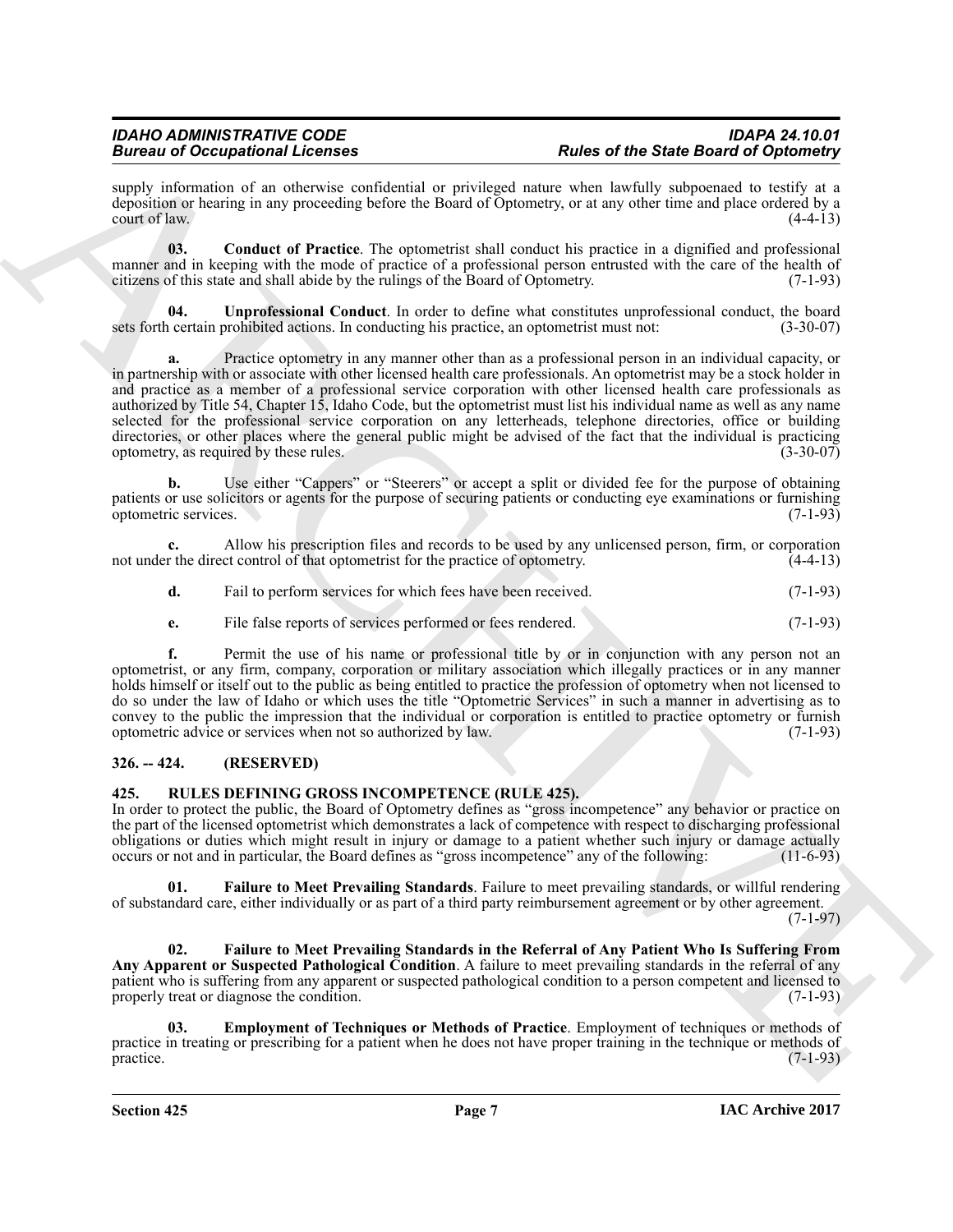supply information of an otherwise confidential or privileged nature when lawfully subpoenaed to testify at a deposition or hearing in any proceeding before the Board of Optometry, or at any other time and place ordered by a court of law. (4-4-13)

**03. Conduct of Practice**. The optometrist shall conduct his practice in a dignified and professional manner and in keeping with the mode of practice of a professional person entrusted with the care of the health of citizens of this state and shall abide by the rulings of the Board of Optometry. (7-1-93)

**04. Unprofessional Conduct**. In order to define what constitutes unprofessional conduct, the board sets forth certain prohibited actions. In conducting his practice, an optometrist must not: (3-30-07)

**a.** Practice optometry in any manner other than as a professional person in an individual capacity, or in partnership with or associate with other licensed health care professionals. An optometrist may be a stock holder in and practice as a member of a professional service corporation with other licensed health care professionals as authorized by Title 54, Chapter 15, Idaho Code, but the optometrist must list his individual name as well as any name selected for the professional service corporation on any letterheads, telephone directories, office or building directories, or other places where the general public might be advised of the fact that the individual is practicing optometry, as required by these rules. (3-30-07)

**b.** Use either "Cappers" or "Steerers" or accept a split or divided fee for the purpose of obtaining patients or use solicitors or agents for the purpose of securing patients or conducting eye examinations or furnishing optometric services. (7-1-93)

**c.** Allow his prescription files and records to be used by any unlicensed person, firm, or corporation not under the direct control of that optometrist for the practice of optometry. (4-4-13)

**d.** Fail to perform services for which fees have been received. (7-1-93)

**e.** File false reports of services performed or fees rendered. (7-1-93)

**f.** Permit the use of his name or professional title by or in conjunction with any person not an optometrist, or any firm, company, corporation or military association which illegally practices or in any manner holds himself or itself out to the public as being entitled to practice the profession of optometry when not licensed to do so under the law of Idaho or which uses the title "Optometric Services" in such a manner in advertising as to convey to the public the impression that the individual or corporation is entitled to practice optometry or furnish optometric advice or services when not so authorized by law. (7-1-93)

## 326. -- 424. (RESERVED)

## 425. RULES DEFINING GROSS INCOMPETENCE (RULE 425).

In order to protect the public, the Board of Optometry defines as "gross incompetence" any behavior or practice on the part of the licensed optometrist which demonstrates a lack of competence with respect to discharging professional obligations or duties which might result in injury or damage to a patient whether such injury or damage actually occurs or not and in particular, the Board defines as "gross incompetence" any of the following: (11-6-93)

**01. Failure to Meet Prevailing Standards**. Failure to meet prevailing standards, or willful rendering of substandard care, either individually or as part of a third party reimbursement agreement or by other agreement. (7-1-97)

**02. Failure to Meet Prevailing Standards in the Referral of Any Patient Who Is Suffering From Any Apparent or Suspected Pathological Condition**. A failure to meet prevailing standards in the referral of any patient who is suffering from any apparent or suspected pathological condition to a person competent and licensed to properly treat or diagnose the condition. (7-1-93)

**03. Employment of Techniques or Methods of Practice**. Employment of techniques or methods of practice in treating or prescribing for a patient when he does not have proper training in the technique or methods of practice. (7-1-93)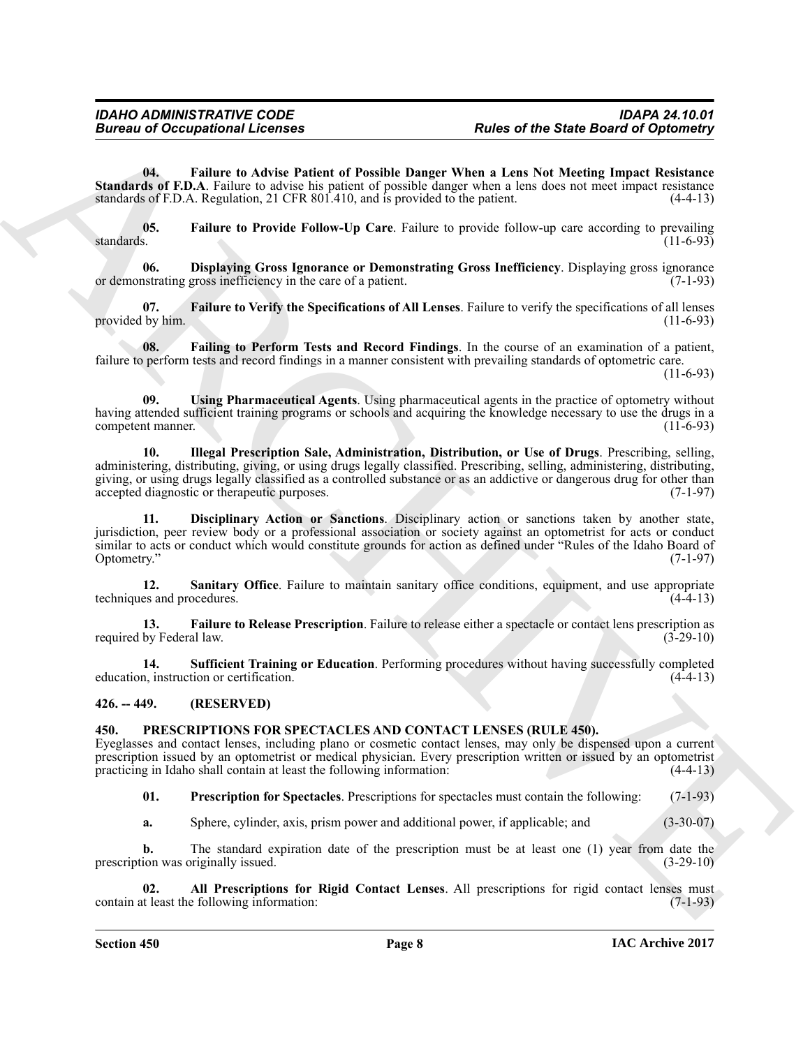**04. Failure to Advise Patient of Possible Danger When a Lens Not Meeting Impact Resistance Standards of F.D.A**. Failure to advise his patient of possible danger when a lens does not meet impact resistance standards of F.D.A. Regulation, 21 CFR 801.410, and is provided to the patient. (4-4-13)

**05. Failure to Provide Follow-Up Care**. Failure to provide follow-up care according to prevailing standards. (11-6-93)

**06. Displaying Gross Ignorance or Demonstrating Gross Inefficiency**. Displaying gross ignorance or demonstrating gross inefficiency in the care of a patient. (7-1-93)

**07. Failure to Verify the Specifications of All Lenses**. Failure to verify the specifications of all lenses provided by him. (11-6-93)

**08. Failing to Perform Tests and Record Findings**. In the course of an examination of a patient, failure to perform tests and record findings in a manner consistent with prevailing standards of optometric care. (11-6-93)

**09. Using Pharmaceutical Agents**. Using pharmaceutical agents in the practice of optometry without having attended sufficient training programs or schools and acquiring the knowledge necessary to use the drugs in a competent manner. (11-6-93)

**10. Illegal Prescription Sale, Administration, Distribution, or Use of Drugs**. Prescribing, selling, administering, distributing, giving, or using drugs legally classified. Prescribing, selling, administering, distributing, giving, or using drugs legally classified as a controlled substance or as an addictive or dangerous drug for other than accepted diagnostic or therapeutic purposes. (7-1-97)

**11. Disciplinary Action or Sanctions**. Disciplinary action or sanctions taken by another state, jurisdiction, peer review body or a professional association or society against an optometrist for acts or conduct similar to acts or conduct which would constitute grounds for action as defined under "Rules of the Idaho Board of Optometry." (7-1-97)

**12. Sanitary Office**. Failure to maintain sanitary office conditions, equipment, and use appropriate techniques and procedures. (4-4-13)

**13. Failure to Release Prescription**. Failure to release either a spectacle or contact lens prescription as required by Federal law. (3-29-10)

**14. Sufficient Training or Education**. Performing procedures without having successfully completed education, instruction or certification. (4-4-13)

## 426. -- 449. (RESERVED)

## 450. PRESCRIPTIONS FOR SPECTACLES AND CONTACT LENSES (RULE 450).

Eyeglasses and contact lenses, including plano or cosmetic contact lenses, may only be dispensed upon a current prescription issued by an optometrist or medical physician. Every prescription written or issued by an optometrist practicing in Idaho shall contain at least the following information: (4-4-13)

**01. Prescription for Spectacles**. Prescriptions for spectacles must contain the following: (7-1-93)

**a.** Sphere, cylinder, axis, prism power and additional power, if applicable; and (3-30-07)

**b.** The standard expiration date of the prescription must be at least one (1) year from date the prescription was originally issued. (3-29-10)

**02. All Prescriptions for Rigid Contact Lenses**. All prescriptions for rigid contact lenses must contain at least the following information: (7-1-93)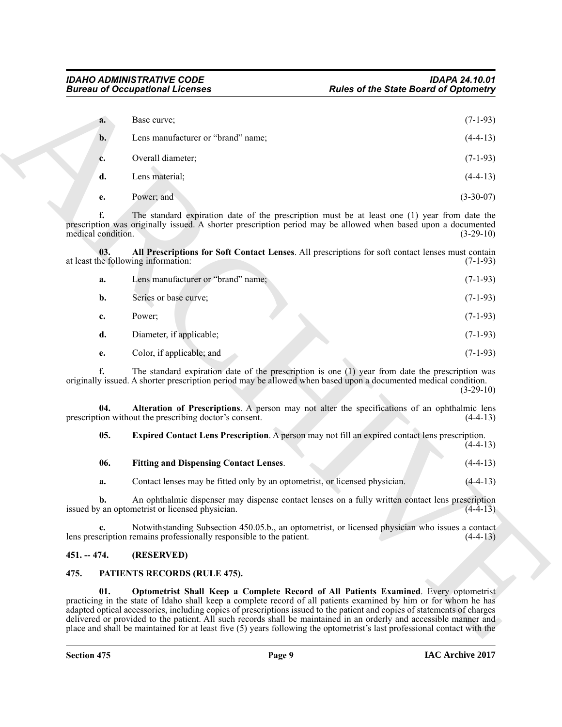**a.** Base curve; (7-1-93)

**b.** Lens manufacturer or "brand" name; (4-4-13)

**c.** Overall diameter; (7-1-93)

**d.** Lens material; (4-4-13)

**e.** Power; and (3-30-07)

**f.** The standard expiration date of the prescription must be at least one (1) year from date the prescription was originally issued. A shorter prescription period may be allowed when based upon a documented medical condition. (3-29-10)

**03. All Prescriptions for Soft Contact Lenses**. All prescriptions for soft contact lenses must contain at least the following information: (7-1-93)

**a.** Lens manufacturer or "brand" name; (7-1-93)

**b.** Series or base curve; (7-1-93)

**c.** Power; (7-1-93)

**d.** Diameter, if applicable; (7-1-93)

**e.** Color, if applicable; and (7-1-93)

**f.** The standard expiration date of the prescription is one (1) year from date the prescription was originally issued. A shorter prescription period may be allowed when based upon a documented medical condition. (3-29-10)

**04. Alteration of Prescriptions**. A person may not alter the specifications of an ophthalmic lens prescription without the prescribing doctor's consent. (4-4-13)

**05. Expired Contact Lens Prescription**. A person may not fill an expired contact lens prescription. (4-4-13)

**06. Fitting and Dispensing Contact Lenses**. (4-4-13)

**a.** Contact lenses may be fitted only by an optometrist, or licensed physician. (4-4-13)

**b.** An ophthalmic dispenser may dispense contact lenses on a fully written contact lens prescription issued by an optometrist or licensed physician. (4-4-13)

**c.** Notwithstanding Subsection 450.05.b., an optometrist, or licensed physician who issues a contact lens prescription remains professionally responsible to the patient. (4-4-13)

## 451. -- 474. (RESERVED)

## 475. PATIENTS RECORDS (RULE 475).

**01. Optometrist Shall Keep a Complete Record of All Patients Examined**. Every optometrist practicing in the state of Idaho shall keep a complete record of all patients examined by him or for whom he has adapted optical accessories, including copies of prescriptions issued to the patient and copies of statements of charges delivered or provided to the patient. All such records shall be maintained in an orderly and accessible manner and place and shall be maintained for at least five (5) years following the optometrist's last professional contact with the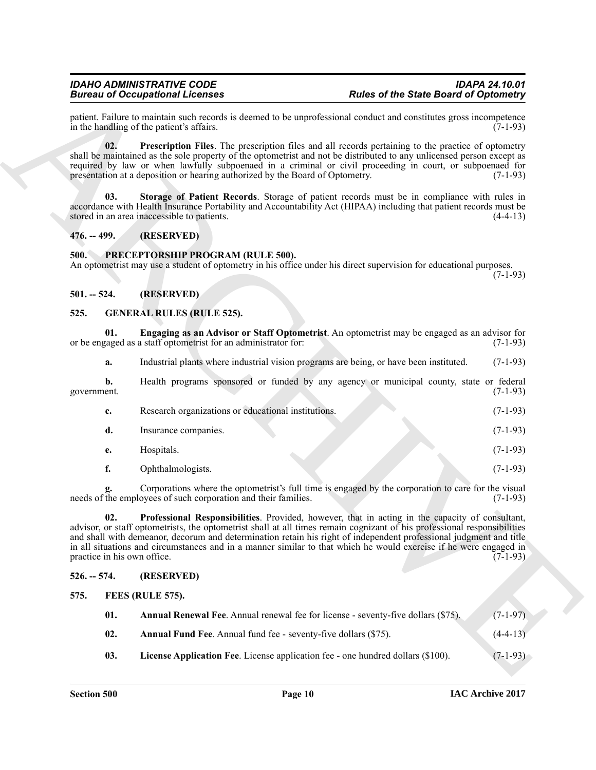patient. Failure to maintain such records is deemed to be unprofessional conduct and constitutes gross incompetence in the handling of the patient's affairs. (7-1-93)

**02. Prescription Files**. The prescription files and all records pertaining to the practice of optometry shall be maintained as the sole property of the optometrist and not be distributed to any unlicensed person except as required by law or when lawfully subpoenaed in a criminal or civil proceeding in court, or subpoenaed for presentation at a deposition or hearing authorized by the Board of Optometry. (7-1-93)

**03. Storage of Patient Records**. Storage of patient records must be in compliance with rules in accordance with Health Insurance Portability and Accountability Act (HIPAA) including that patient records must be stored in an area inaccessible to patients. (4-4-13)

## 476. -- 499. (RESERVED)

## 500. PRECEPTORSHIP PROGRAM (RULE 500).

An optometrist may use a student of optometry in his office under his direct supervision for educational purposes. (7-1-93)

## 501. -- 524. (RESERVED)

## 525. GENERAL RULES (RULE 525).

**01. Engaging as an Advisor or Staff Optometrist**. An optometrist may be engaged as an advisor for or be engaged as a staff optometrist for an administrator for: (7-1-93)

**a.** Industrial plants where industrial vision programs are being, or have been instituted. (7-1-93)

**b.** Health programs sponsored or funded by any agency or municipal county, state or federal government. (7-1-93)

**c.** Research organizations or educational institutions. (7-1-93)

**d.** Insurance companies. (7-1-93)

**e.** Hospitals. (7-1-93)

**f.** Ophthalmologists. (7-1-93)

**g.** Corporations where the optometrist's full time is engaged by the corporation to care for the visual needs of the employees of such corporation and their families. (7-1-93)

**02. Professional Responsibilities**. Provided, however, that in acting in the capacity of consultant, advisor, or staff optometrists, the optometrist shall at all times remain cognizant of his professional responsibilities and shall with demeanor, decorum and determination retain his right of independent professional judgment and title in all situations and circumstances and in a manner similar to that which he would exercise if he were engaged in practice in his own office. (7-1-93)

## 526. -- 574. (RESERVED)

## 575. FEES (RULE 575).

**01. Annual Renewal Fee**. Annual renewal fee for license - seventy-five dollars ($75). (7-1-97)

**02. Annual Fund Fee**. Annual fund fee - seventy-five dollars ($75). (4-4-13)

**03. License Application Fee**. License application fee - one hundred dollars ($100). (7-1-93)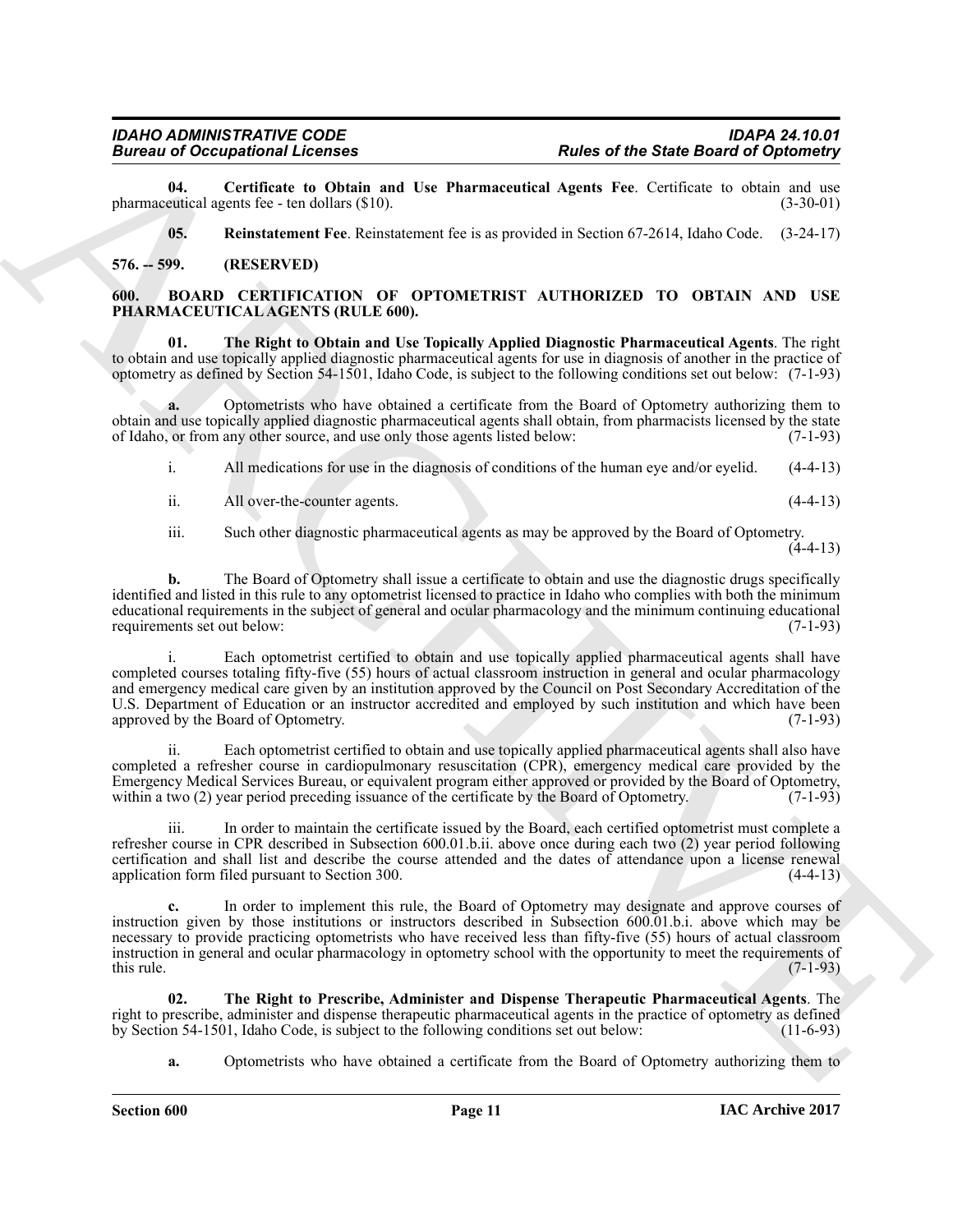**04. Certificate to Obtain and Use Pharmaceutical Agents Fee**. Certificate to obtain and use pharmaceutical agents fee - ten dollars ($10). (3-30-01)

**05. Reinstatement Fee**. Reinstatement fee is as provided in Section 67-2614, Idaho Code. (3-24-17)

## 576. -- 599. (RESERVED)

## 600. BOARD CERTIFICATION OF OPTOMETRIST AUTHORIZED TO OBTAIN AND USE PHARMACEUTICAL AGENTS (RULE 600).

**01. The Right to Obtain and Use Topically Applied Diagnostic Pharmaceutical Agents**. The right to obtain and use topically applied diagnostic pharmaceutical agents for use in diagnosis of another in the practice of optometry as defined by Section 54-1501, Idaho Code, is subject to the following conditions set out below: (7-1-93)

**a.** Optometrists who have obtained a certificate from the Board of Optometry authorizing them to obtain and use topically applied diagnostic pharmaceutical agents shall obtain, from pharmacists licensed by the state of Idaho, or from any other source, and use only those agents listed below: (7-1-93)

i. All medications for use in the diagnosis of conditions of the human eye and/or eyelid. (4-4-13)

ii. All over-the-counter agents. (4-4-13)

iii. Such other diagnostic pharmaceutical agents as may be approved by the Board of Optometry. (4-4-13)

**b.** The Board of Optometry shall issue a certificate to obtain and use the diagnostic drugs specifically identified and listed in this rule to any optometrist licensed to practice in Idaho who complies with both the minimum educational requirements in the subject of general and ocular pharmacology and the minimum continuing educational requirements set out below: (7-1-93)

i. Each optometrist certified to obtain and use topically applied pharmaceutical agents shall have completed courses totaling fifty-five (55) hours of actual classroom instruction in general and ocular pharmacology and emergency medical care given by an institution approved by the Council on Post Secondary Accreditation of the U.S. Department of Education or an instructor accredited and employed by such institution and which have been approved by the Board of Optometry. (7-1-93)

ii. Each optometrist certified to obtain and use topically applied pharmaceutical agents shall also have completed a refresher course in cardiopulmonary resuscitation (CPR), emergency medical care provided by the Emergency Medical Services Bureau, or equivalent program either approved or provided by the Board of Optometry, within a two (2) year period preceding issuance of the certificate by the Board of Optometry. (7-1-93)

iii. In order to maintain the certificate issued by the Board, each certified optometrist must complete a refresher course in CPR described in Subsection 600.01.b.ii. above once during each two (2) year period following certification and shall list and describe the course attended and the dates of attendance upon a license renewal application form filed pursuant to Section 300. (4-4-13)

**c.** In order to implement this rule, the Board of Optometry may designate and approve courses of instruction given by those institutions or instructors described in Subsection 600.01.b.i. above which may be necessary to provide practicing optometrists who have received less than fifty-five (55) hours of actual classroom instruction in general and ocular pharmacology in optometry school with the opportunity to meet the requirements of this rule. (7-1-93)

**02. The Right to Prescribe, Administer and Dispense Therapeutic Pharmaceutical Agents**. The right to prescribe, administer and dispense therapeutic pharmaceutical agents in the practice of optometry as defined by Section 54-1501, Idaho Code, is subject to the following conditions set out below: (11-6-93)

**a.** Optometrists who have obtained a certificate from the Board of Optometry authorizing them to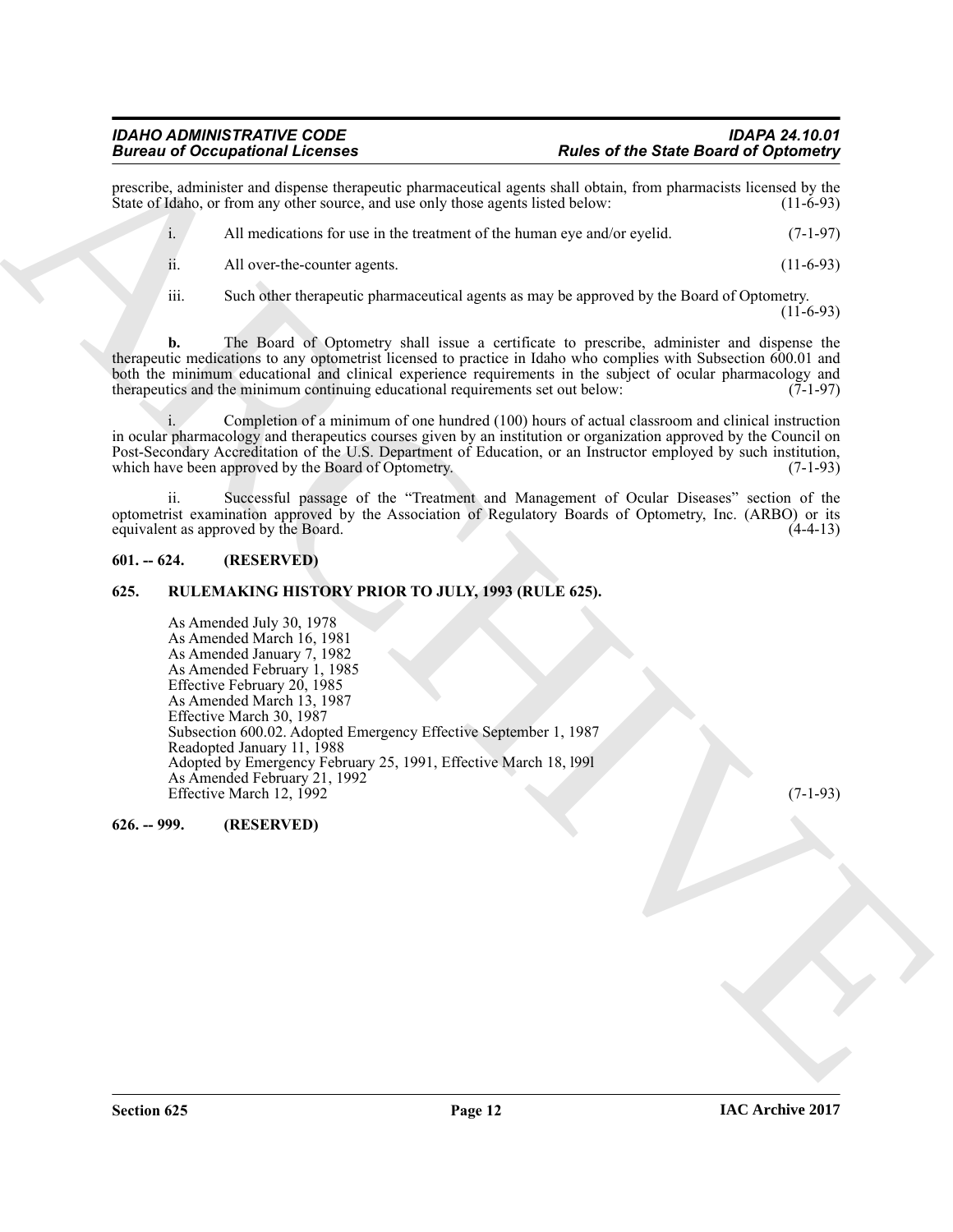prescribe, administer and dispense therapeutic pharmaceutical agents shall obtain, from pharmacists licensed by the State of Idaho, or from any other source, and use only those agents listed below: (11-6-93)

i. All medications for use in the treatment of the human eye and/or eyelid. (7-1-97)

ii. All over-the-counter agents. (11-6-93)

iii. Such other therapeutic pharmaceutical agents as may be approved by the Board of Optometry. (11-6-93)

**b.** The Board of Optometry shall issue a certificate to prescribe, administer and dispense the therapeutic medications to any optometrist licensed to practice in Idaho who complies with Subsection 600.01 and both the minimum educational and clinical experience requirements in the subject of ocular pharmacology and therapeutics and the minimum continuing educational requirements set out below: (7-1-97)

i. Completion of a minimum of one hundred (100) hours of actual classroom and clinical instruction in ocular pharmacology and therapeutics courses given by an institution or organization approved by the Council on Post-Secondary Accreditation of the U.S. Department of Education, or an Instructor employed by such institution, which have been approved by the Board of Optometry. (7-1-93)

ii. Successful passage of the "Treatment and Management of Ocular Diseases" section of the optometrist examination approved by the Association of Regulatory Boards of Optometry, Inc. (ARBO) or its equivalent as approved by the Board. (4-4-13)

### 601. -- 624. (RESERVED)

### 625. RULEMAKING HISTORY PRIOR TO JULY, 1993 (RULE 625).

As Amended July 30, 1978
As Amended March 16, 1981
As Amended January 7, 1982
As Amended February 1, 1985
Effective February 20, 1985
As Amended March 13, 1987
Effective March 30, 1987
Subsection 600.02. Adopted Emergency Effective September 1, 1987
Readopted January 11, 1988
Adopted by Emergency February 25, 1991, Effective March 18, l99l
As Amended February 21, 1992
Effective March 12, 1992 (7-1-93)

### 626. -- 999. (RESERVED)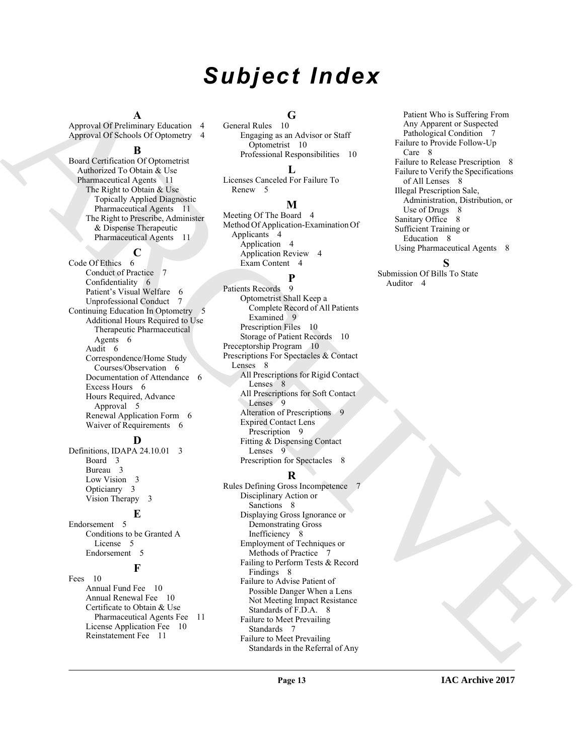# Subject Index

## A

Approval Of Preliminary Education 4
Approval Of Schools Of Optometry 4

## B

Board Certification Of Optometrist Authorized To Obtain & Use Pharmaceutical Agents 11
- The Right to Obtain & Use Topically Applied Diagnostic Pharmaceutical Agents 11
- The Right to Prescribe, Administer & Dispense Therapeutic Pharmaceutical Agents 11

## C

Code Of Ethics 6
- Conduct of Practice 7
- Confidentiality 6
- Patient's Visual Welfare 6
- Unprofessional Conduct 7

Continuing Education In Optometry 5
- Additional Hours Required to Use Therapeutic Pharmaceutical Agents 6
- Audit 6
- Correspondence/Home Study Courses/Observation 6
- Documentation of Attendance 6
- Excess Hours 6
- Hours Required, Advance Approval 5
- Renewal Application Form 6
- Waiver of Requirements 6

## D

Definitions, IDAPA 24.10.01 3
- Board 3
- Bureau 3
- Low Vision 3
- Opticianry 3
- Vision Therapy 3

## E

Endorsement 5
- Conditions to be Granted A License 5
- Endorsement 5

## F

Fees 10
- Annual Fund Fee 10
- Annual Renewal Fee 10
- Certificate to Obtain & Use Pharmaceutical Agents Fee 11
- License Application Fee 10
- Reinstatement Fee 11

## G

General Rules 10
- Engaging as an Advisor or Staff Optometrist 10
- Professional Responsibilities 10

## L

Licenses Canceled For Failure To Renew 5

## M

Meeting Of The Board 4
Method Of Application-Examination Of Applicants 4
- Application 4
- Application Review 4
- Exam Content 4

## P

Patients Records 9
- Optometrist Shall Keep a Complete Record of All Patients Examined 9
- Prescription Files 10
- Storage of Patient Records 10

Preceptorship Program 10
Prescriptions For Spectacles & Contact Lenses 8
- All Prescriptions for Rigid Contact Lenses 8
- All Prescriptions for Soft Contact Lenses 9
- Alteration of Prescriptions 9
- Expired Contact Lens Prescription 9
- Fitting & Dispensing Contact Lenses 9
- Prescription for Spectacles 8

## R

Rules Defining Gross Incompetence 7
- Disciplinary Action or Sanctions 8
- Displaying Gross Ignorance or Demonstrating Gross Inefficiency 8
- Employment of Techniques or Methods of Practice 7
- Failing to Perform Tests & Record Findings 8
- Failure to Advise Patient of Possible Danger When a Lens Not Meeting Impact Resistance Standards of F.D.A. 8
- Failure to Meet Prevailing Standards 7
- Failure to Meet Prevailing Standards in the Referral of Any Patient Who is Suffering From Any Apparent or Suspected Pathological Condition 7
- Failure to Provide Follow-Up Care 8
- Failure to Release Prescription 8
- Failure to Verify the Specifications of All Lenses 8
- Illegal Prescription Sale, Administration, Distribution, or Use of Drugs 8
- Sanitary Office 8
- Sufficient Training or Education 8
- Using Pharmaceutical Agents 8

## S

Submission Of Bills To State Auditor 4